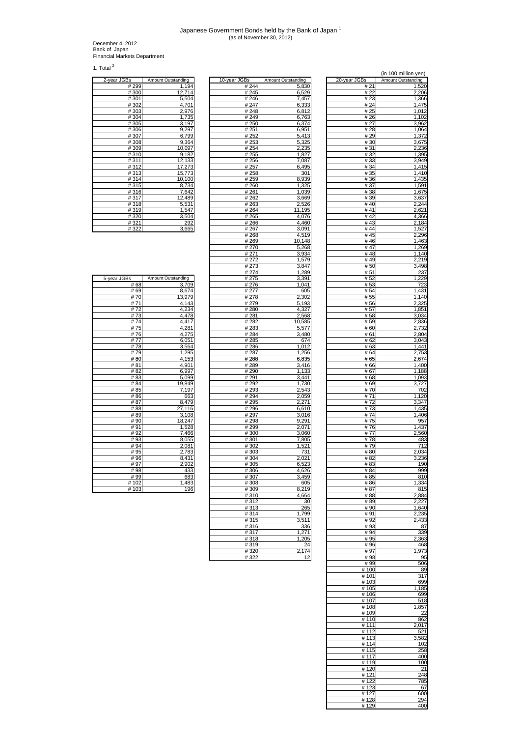# Japanese Government Bonds held by the Bank of Japan [1]

(as of November 30, 2012)

December 4, 2012
Bank of Japan
Financial Markets Department

1. Total [2]

(in 100 million yen)

| 2-year JGBs | Amount Outstanding |
|---|---|
| # 299 | 1,194 |
| # 300 | 12,714 |
| # 301 | 5,504 |
| # 302 | 4,701 |
| # 303 | 2,976 |
| # 304 | 1,735 |
| # 305 | 3,197 |
| # 306 | 9,297 |
| # 307 | 6,799 |
| # 308 | 9,364 |
| # 309 | 10,097 |
| # 310 | 9,182 |
| # 311 | 12,133 |
| # 312 | 17,273 |
| # 313 | 15,773 |
| # 314 | 10,100 |
| # 315 | 8,734 |
| # 316 | 7,642 |
| # 317 | 12,489 |
| # 318 | 5,531 |
| # 319 | 1,547 |
| # 320 | 3,504 |
| # 321 | 292 |
| # 322 | 3,665 |

| 5-year JGBs | Amount Outstanding |
|---|---|
| # 68 | 3,709 |
| # 69 | 8,674 |
| # 70 | 13,979 |
| # 71 | 4,143 |
| # 72 | 4,234 |
| # 73 | 4,478 |
| # 74 | 4,417 |
| # 75 | 4,281 |
| # 76 | 4,275 |
| # 77 | 6,051 |
| # 78 | 3,564 |
| # 79 | 1,295 |
| # 80 | 4,153 |
| # 81 | 4,901 |
| # 82 | 6,997 |
| # 83 | 5,099 |
| # 84 | 19,849 |
| # 85 | 7,197 |
| # 86 | 663 |
| # 87 | 8,479 |
| # 88 | 27,116 |
| # 89 | 3,108 |
| # 90 | 18,247 |
| # 91 | 1,528 |
| # 92 | 7,466 |
| # 93 | 8,055 |
| # 94 | 2,081 |
| # 95 | 2,783 |
| # 96 | 8,431 |
| # 97 | 2,902 |
| # 98 | 433 |
| # 99 | 683 |
| # 102 | 1,483 |
| # 103 | 196 |

| 10-year JGBs | Amount Outstanding |
|---|---|
| # 244 | 5,830 |
| # 245 | 6,529 |
| # 246 | 7,457 |
| # 247 | 6,333 |
| # 248 | 6,812 |
| # 249 | 6,763 |
| # 250 | 6,374 |
| # 251 | 6,951 |
| # 252 | 5,413 |
| # 253 | 5,325 |
| # 254 | 2,235 |
| # 255 | 1,827 |
| # 256 | 7,087 |
| # 257 | 6,495 |
| # 258 | 301 |
| # 259 | 8,939 |
| # 260 | 1,325 |
| # 261 | 1,039 |
| # 262 | 3,669 |
| # 263 | 2,526 |
| # 264 | 11,195 |
| # 265 | 4,076 |
| # 266 | 4,460 |
| # 267 | 3,091 |
| # 268 | 4,519 |
| # 269 | 10,148 |
| # 270 | 5,268 |
| # 271 | 3,934 |
| # 272 | 1,579 |
| # 273 | 3,847 |
| # 274 | 1,289 |
| # 275 | 3,391 |
| # 276 | 1,041 |
| # 277 | 605 |
| # 278 | 2,302 |
| # 279 | 5,193 |
| # 280 | 4,327 |
| # 281 | 2,568 |
| # 282 | 10,585 |
| # 283 | 5,577 |
| # 284 | 3,480 |
| # 285 | 674 |
| # 286 | 1,012 |
| # 287 | 1,256 |
| # 288 | 6,835 |
| # 289 | 3,416 |
| # 290 | 1,133 |
| # 291 | 3,441 |
| # 292 | 1,730 |
| # 293 | 2,543 |
| # 294 | 2,059 |
| # 295 | 2,271 |
| # 296 | 6,610 |
| # 297 | 3,016 |
| # 298 | 9,291 |
| # 299 | 2,071 |
| # 300 | 3,060 |
| # 301 | 7,805 |
| # 302 | 1,521 |
| # 303 | 731 |
| # 304 | 2,021 |
| # 305 | 6,523 |
| # 306 | 4,626 |
| # 307 | 3,459 |
| # 308 | 605 |
| # 309 | 8,219 |
| # 310 | 4,664 |
| # 312 | 30 |
| # 313 | 265 |
| # 314 | 1,799 |
| # 315 | 3,511 |
| # 316 | 336 |
| # 317 | 1,271 |
| # 318 | 1,205 |
| # 319 | 24 |
| # 320 | 2,174 |
| # 322 | 12 |

| 20-year JGBs | Amount Outstanding |
|---|---|
| # 21 | 1,520 |
| # 22 | 2,206 |
| # 23 | 1,366 |
| # 24 | 1,475 |
| # 25 | 1,012 |
| # 26 | 1,102 |
| # 27 | 3,962 |
| # 28 | 1,064 |
| # 29 | 1,372 |
| # 30 | 3,675 |
| # 31 | 2,236 |
| # 32 | 1,395 |
| # 33 | 3,949 |
| # 34 | 1,415 |
| # 35 | 1,410 |
| # 36 | 1,435 |
| # 37 | 1,591 |
| # 38 | 1,675 |
| # 39 | 3,637 |
| # 40 | 2,244 |
| # 41 | 2,621 |
| # 42 | 4,366 |
| # 43 | 2,184 |
| # 44 | 1,527 |
| # 45 | 2,296 |
| # 46 | 1,463 |
| # 47 | 1,269 |
| # 48 | 1,140 |
| # 49 | 2,219 |
| # 50 | 3,498 |
| # 51 | 237 |
| # 52 | 1,229 |
| # 53 | 723 |
| # 54 | 1,431 |
| # 55 | 1,140 |
| # 56 | 2,325 |
| # 57 | 1,851 |
| # 58 | 3,034 |
| # 59 | 2,836 |
| # 60 | 2,732 |
| # 61 | 2,804 |
| # 62 | 3,043 |
| # 63 | 1,441 |
| # 64 | 2,753 |
| # 65 | 2,674 |
| # 66 | 1,400 |
| # 67 | 1,188 |
| # 68 | 1,093 |
| # 69 | 3,727 |
| # 70 | 702 |
| # 71 | 1,120 |
| # 72 | 3,347 |
| # 73 | 1,435 |
| # 74 | 1,406 |
| # 75 | 957 |
| # 76 | 1,437 |
| # 77 | 2,560 |
| # 78 | 483 |
| # 79 | 712 |
| # 80 | 2,034 |
| # 82 | 3,236 |
| # 83 | 190 |
| # 84 | 999 |
| # 85 | 810 |
| # 86 | 1,334 |
| # 87 | 815 |
| # 88 | 2,884 |
| # 89 | 2,227 |
| # 90 | 1,640 |
| # 91 | 2,235 |
| # 92 | 2,433 |
| # 93 | 87 |
| # 94 | 339 |
| # 95 | 2,363 |
| # 96 | 468 |
| # 97 | 1,973 |
| # 98 | 95 |
| # 99 | 506 |
| # 100 | 89 |
| # 101 | 317 |
| # 103 | 699 |
| # 105 | 1,185 |
| # 106 | 699 |
| # 107 | 518 |
| # 108 | 1,857 |
| # 109 | 22 |
| # 110 | 862 |
| # 111 | 2,017 |
| # 112 | 521 |
| # 113 | 3,582 |
| # 114 | 102 |
| # 115 | 258 |
| # 117 | 400 |
| # 119 | 100 |
| # 120 | 21 |
| # 121 | 248 |
| # 122 | 785 |
| # 123 | 67 |
| # 127 | 600 |
| # 128 | 294 |
| # 129 | 400 |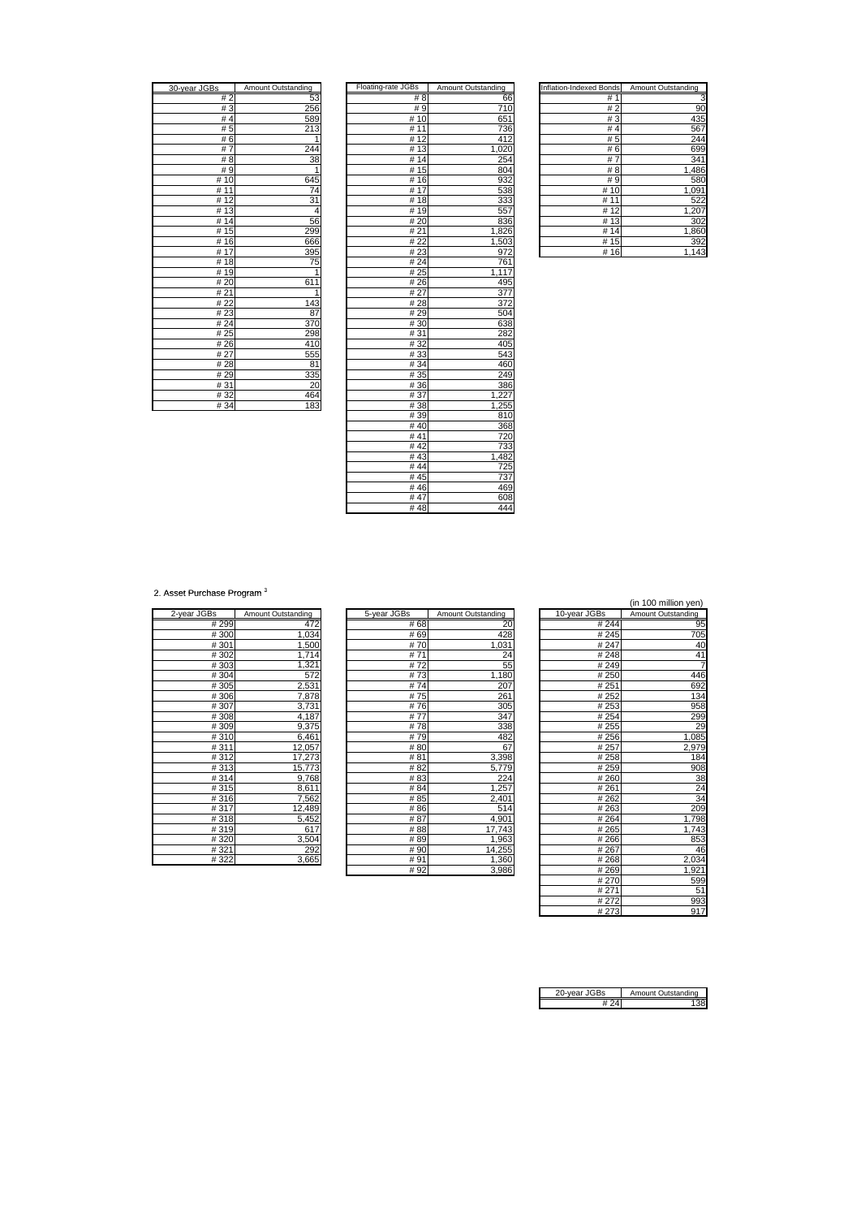| 30-year JGBs | Amount Outstanding |
|---|---|
| # 2 | 53 |
| # 3 | 256 |
| # 4 | 589 |
| # 5 | 213 |
| # 6 | 1 |
| # 7 | 244 |
| # 8 | 38 |
| # 9 | 1 |
| # 10 | 645 |
| # 11 | 74 |
| # 12 | 31 |
| # 13 | 4 |
| # 14 | 56 |
| # 15 | 299 |
| # 16 | 666 |
| # 17 | 395 |
| # 18 | 75 |
| # 19 | 1 |
| # 20 | 611 |
| # 21 | 1 |
| # 22 | 143 |
| # 23 | 87 |
| # 24 | 370 |
| # 25 | 298 |
| # 26 | 410 |
| # 27 | 555 |
| # 28 | 81 |
| # 29 | 335 |
| # 31 | 20 |
| # 32 | 464 |
| # 34 | 183 |

| Floating-rate JGBs | Amount Outstanding |
|---|---|
| # 8 | 66 |
| # 9 | 710 |
| # 10 | 651 |
| # 11 | 736 |
| # 12 | 412 |
| # 13 | 1,020 |
| # 14 | 254 |
| # 15 | 804 |
| # 16 | 932 |
| # 17 | 538 |
| # 18 | 333 |
| # 19 | 557 |
| # 20 | 836 |
| # 21 | 1,826 |
| # 22 | 1,503 |
| # 23 | 972 |
| # 24 | 761 |
| # 25 | 1,117 |
| # 26 | 495 |
| # 27 | 377 |
| # 28 | 372 |
| # 29 | 504 |
| # 30 | 638 |
| # 31 | 282 |
| # 32 | 405 |
| # 33 | 543 |
| # 34 | 460 |
| # 35 | 249 |
| # 36 | 386 |
| # 37 | 1,227 |
| # 38 | 1,255 |
| # 39 | 810 |
| # 40 | 368 |
| # 41 | 720 |
| # 42 | 733 |
| # 43 | 1,482 |
| # 44 | 725 |
| # 45 | 737 |
| # 46 | 469 |
| # 47 | 608 |
| # 48 | 444 |

| Inflation-Indexed Bonds | Amount Outstanding |
|---|---|
| # 1 | 3 |
| # 2 | 90 |
| # 3 | 435 |
| # 4 | 567 |
| # 5 | 244 |
| # 6 | 699 |
| # 7 | 341 |
| # 8 | 1,486 |
| # 9 | 580 |
| # 10 | 1,091 |
| # 11 | 522 |
| # 12 | 1,207 |
| # 13 | 302 |
| # 14 | 1,860 |
| # 15 | 392 |
| # 16 | 1,143 |

2. Asset Purchase Program [3]

(in 100 million yen)

| 2-year JGBs | Amount Outstanding |
|---|---|
| # 299 | 472 |
| # 300 | 1,034 |
| # 301 | 1,500 |
| # 302 | 1,714 |
| # 303 | 1,321 |
| # 304 | 572 |
| # 305 | 2,531 |
| # 306 | 7,878 |
| # 307 | 3,731 |
| # 308 | 4,187 |
| # 309 | 9,375 |
| # 310 | 6,461 |
| # 311 | 12,057 |
| # 312 | 17,273 |
| # 313 | 15,773 |
| # 314 | 9,768 |
| # 315 | 8,611 |
| # 316 | 7,562 |
| # 317 | 12,489 |
| # 318 | 5,452 |
| # 319 | 617 |
| # 320 | 3,504 |
| # 321 | 292 |
| # 322 | 3,665 |

| 5-year JGBs | Amount Outstanding |
|---|---|
| # 68 | 20 |
| # 69 | 428 |
| # 70 | 1,031 |
| # 71 | 24 |
| # 72 | 55 |
| # 73 | 1,180 |
| # 74 | 207 |
| # 75 | 261 |
| # 76 | 305 |
| # 77 | 347 |
| # 78 | 338 |
| # 79 | 482 |
| # 80 | 67 |
| # 81 | 3,398 |
| # 82 | 5,779 |
| # 83 | 224 |
| # 84 | 1,257 |
| # 85 | 2,401 |
| # 86 | 514 |
| # 87 | 4,901 |
| # 88 | 17,743 |
| # 89 | 1,963 |
| # 90 | 14,255 |
| # 91 | 1,360 |
| # 92 | 3,986 |

| 10-year JGBs | Amount Outstanding |
|---|---|
| # 244 | 95 |
| # 245 | 705 |
| # 247 | 40 |
| # 248 | 41 |
| # 249 | 7 |
| # 250 | 446 |
| # 251 | 692 |
| # 252 | 134 |
| # 253 | 958 |
| # 254 | 299 |
| # 255 | 29 |
| # 256 | 1,085 |
| # 257 | 2,979 |
| # 258 | 184 |
| # 259 | 908 |
| # 260 | 38 |
| # 261 | 24 |
| # 262 | 34 |
| # 263 | 209 |
| # 264 | 1,798 |
| # 265 | 1,743 |
| # 266 | 853 |
| # 267 | 46 |
| # 268 | 2,034 |
| # 269 | 1,921 |
| # 270 | 599 |
| # 271 | 51 |
| # 272 | 993 |
| # 273 | 917 |

| 20-year JGBs | Amount Outstanding |
|---|---|
| # 24 | 138 |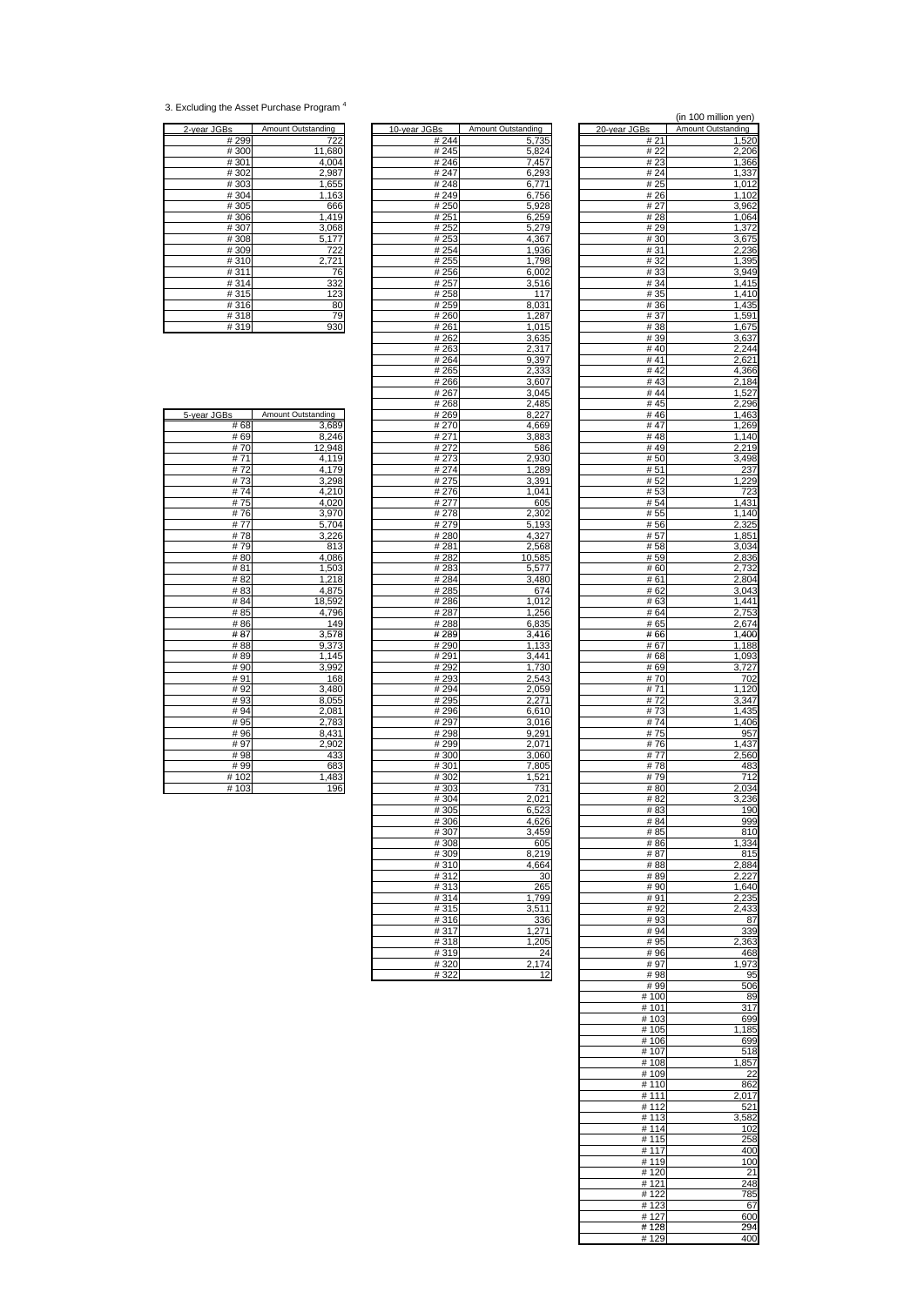3. Excluding the Asset Purchase Program [4]

(in 100 million yen)

| 2-year JGBs | Amount Outstanding |
|---|---|
| # 299 | 722 |
| # 300 | 11,680 |
| # 301 | 4,004 |
| # 302 | 2,987 |
| # 303 | 1,655 |
| # 304 | 1,163 |
| # 305 | 666 |
| # 306 | 1,419 |
| # 307 | 3,068 |
| # 308 | 5,177 |
| # 309 | 722 |
| # 310 | 2,721 |
| # 311 | 76 |
| # 314 | 332 |
| # 315 | 123 |
| # 316 | 80 |
| # 318 | 79 |
| # 319 | 930 |

| 5-year JGBs | Amount Outstanding |
|---|---|
| # 68 | 3,689 |
| # 69 | 8,246 |
| # 70 | 12,948 |
| # 71 | 4,119 |
| # 72 | 4,179 |
| # 73 | 3,298 |
| # 74 | 4,210 |
| # 75 | 4,020 |
| # 76 | 3,970 |
| # 77 | 5,704 |
| # 78 | 3,226 |
| # 79 | 813 |
| # 80 | 4,086 |
| # 81 | 1,503 |
| # 82 | 1,218 |
| # 83 | 4,875 |
| # 84 | 18,592 |
| # 85 | 4,796 |
| # 86 | 149 |
| # 87 | 3,578 |
| # 88 | 9,373 |
| # 89 | 1,145 |
| # 90 | 3,992 |
| # 91 | 168 |
| # 92 | 3,480 |
| # 93 | 8,055 |
| # 94 | 2,081 |
| # 95 | 2,783 |
| # 96 | 8,431 |
| # 97 | 2,902 |
| # 98 | 433 |
| # 99 | 683 |
| # 102 | 1,483 |
| # 103 | 196 |

| 10-year JGBs | Amount Outstanding |
|---|---|
| # 244 | 5,735 |
| # 245 | 5,824 |
| # 246 | 7,457 |
| # 247 | 6,293 |
| # 248 | 6,771 |
| # 249 | 6,756 |
| # 250 | 5,928 |
| # 251 | 6,259 |
| # 252 | 5,279 |
| # 253 | 4,367 |
| # 254 | 1,936 |
| # 255 | 1,798 |
| # 256 | 6,002 |
| # 257 | 3,516 |
| # 258 | 117 |
| # 259 | 8,031 |
| # 260 | 1,287 |
| # 261 | 1,015 |
| # 262 | 3,635 |
| # 263 | 2,317 |
| # 264 | 9,397 |
| # 265 | 2,333 |
| # 266 | 3,607 |
| # 267 | 3,045 |
| # 268 | 2,485 |
| # 269 | 8,227 |
| # 270 | 4,669 |
| # 271 | 3,883 |
| # 272 | 586 |
| # 273 | 2,930 |
| # 274 | 1,289 |
| # 275 | 3,391 |
| # 276 | 1,041 |
| # 277 | 605 |
| # 278 | 2,302 |
| # 279 | 5,193 |
| # 280 | 4,327 |
| # 281 | 2,568 |
| # 282 | 10,585 |
| # 283 | 5,577 |
| # 284 | 3,480 |
| # 285 | 674 |
| # 286 | 1,012 |
| # 287 | 1,256 |
| # 288 | 6,835 |
| # 289 | 3,416 |
| # 290 | 1,133 |
| # 291 | 3,441 |
| # 292 | 1,730 |
| # 293 | 2,543 |
| # 294 | 2,059 |
| # 295 | 2,271 |
| # 296 | 6,610 |
| # 297 | 3,016 |
| # 298 | 9,291 |
| # 299 | 2,071 |
| # 300 | 3,060 |
| # 301 | 7,805 |
| # 302 | 1,521 |
| # 303 | 731 |
| # 304 | 2,021 |
| # 305 | 6,523 |
| # 306 | 4,626 |
| # 307 | 3,459 |
| # 308 | 605 |
| # 309 | 8,219 |
| # 310 | 4,664 |
| # 312 | 30 |
| # 313 | 265 |
| # 314 | 1,799 |
| # 315 | 3,511 |
| # 316 | 336 |
| # 317 | 1,271 |
| # 318 | 1,205 |
| # 319 | 24 |
| # 320 | 2,174 |
| # 322 | 12 |

| 20-year JGBs | Amount Outstanding |
|---|---|
| # 21 | 1,520 |
| # 22 | 2,206 |
| # 23 | 1,366 |
| # 24 | 1,337 |
| # 25 | 1,012 |
| # 26 | 1,102 |
| # 27 | 3,962 |
| # 28 | 1,064 |
| # 29 | 1,372 |
| # 30 | 3,675 |
| # 31 | 2,236 |
| # 32 | 1,395 |
| # 33 | 3,949 |
| # 34 | 1,415 |
| # 35 | 1,410 |
| # 36 | 1,435 |
| # 37 | 1,591 |
| # 38 | 1,675 |
| # 39 | 3,637 |
| # 40 | 2,244 |
| # 41 | 2,621 |
| # 42 | 4,366 |
| # 43 | 2,184 |
| # 44 | 1,527 |
| # 45 | 2,296 |
| # 46 | 1,463 |
| # 47 | 1,269 |
| # 48 | 1,140 |
| # 49 | 2,219 |
| # 50 | 3,498 |
| # 51 | 237 |
| # 52 | 1,229 |
| # 53 | 723 |
| # 54 | 1,431 |
| # 55 | 1,140 |
| # 56 | 2,325 |
| # 57 | 1,851 |
| # 58 | 3,034 |
| # 59 | 2,836 |
| # 60 | 2,732 |
| # 61 | 2,804 |
| # 62 | 3,043 |
| # 63 | 1,441 |
| # 64 | 2,753 |
| # 65 | 2,674 |
| # 66 | 1,400 |
| # 67 | 1,188 |
| # 68 | 1,093 |
| # 69 | 3,727 |
| # 70 | 702 |
| # 71 | 1,120 |
| # 72 | 3,347 |
| # 73 | 1,435 |
| # 74 | 1,406 |
| # 75 | 957 |
| # 76 | 1,437 |
| # 77 | 2,560 |
| # 78 | 483 |
| # 79 | 712 |
| # 80 | 2,034 |
| # 82 | 3,236 |
| # 83 | 190 |
| # 84 | 999 |
| # 85 | 810 |
| # 86 | 1,334 |
| # 87 | 815 |
| # 88 | 2,884 |
| # 89 | 2,227 |
| # 90 | 1,640 |
| # 91 | 2,235 |
| # 92 | 2,433 |
| # 93 | 87 |
| # 94 | 339 |
| # 95 | 2,363 |
| # 96 | 468 |
| # 97 | 1,973 |
| # 98 | 95 |
| # 99 | 506 |
| # 100 | 89 |
| # 101 | 317 |
| # 103 | 699 |
| # 105 | 1,185 |
| # 106 | 699 |
| # 107 | 518 |
| # 108 | 1,857 |
| # 109 | 22 |
| # 110 | 862 |
| # 111 | 2,017 |
| # 112 | 521 |
| # 113 | 3,582 |
| # 114 | 102 |
| # 115 | 258 |
| # 117 | 400 |
| # 119 | 100 |
| # 120 | 21 |
| # 121 | 248 |
| # 122 | 785 |
| # 123 | 67 |
| # 127 | 600 |
| # 128 | 294 |
| # 129 | 400 |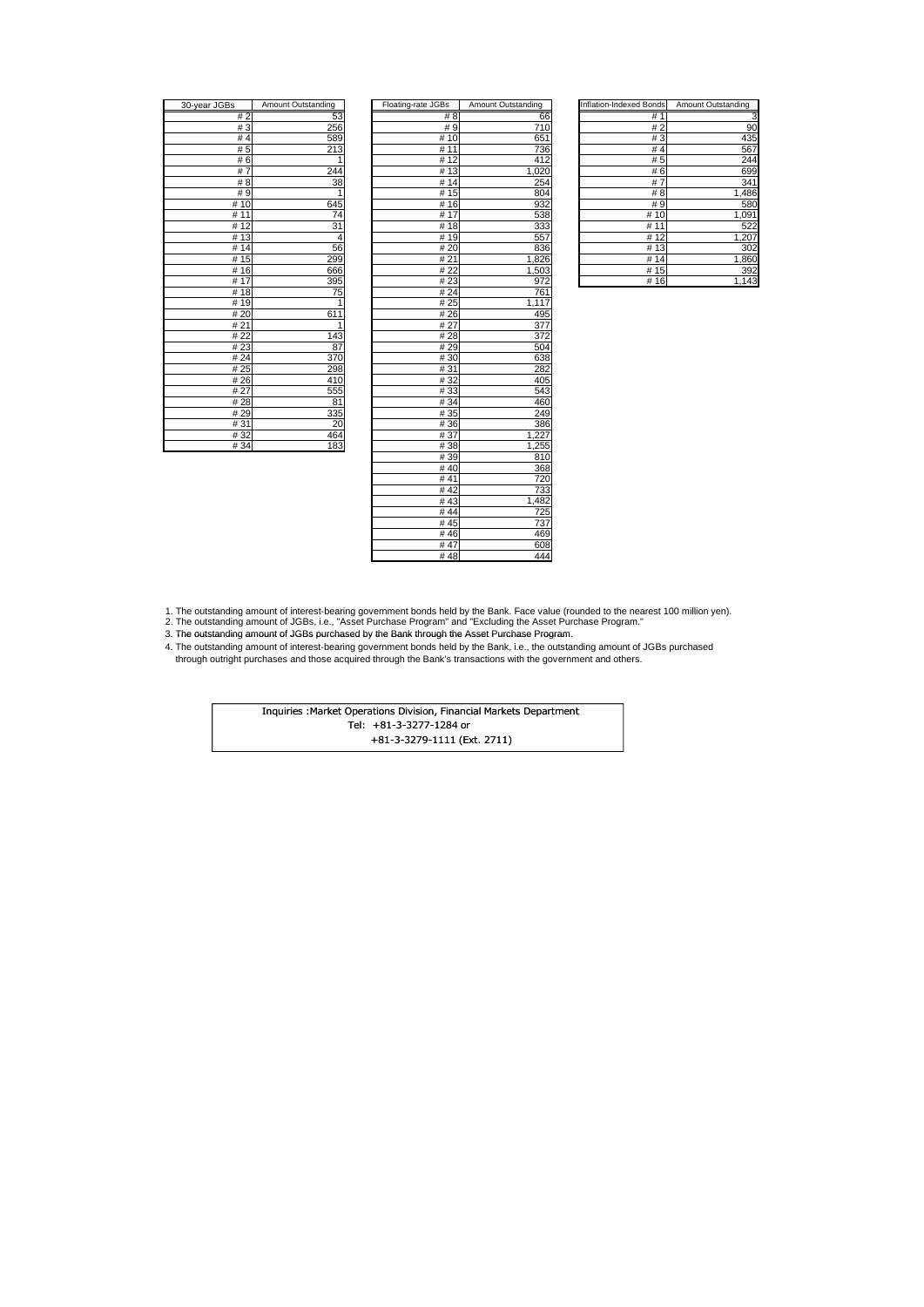| 30-year JGBs | Amount Outstanding |
|---|---|
| # 2 | 53 |
| # 3 | 256 |
| # 4 | 589 |
| # 5 | 213 |
| # 6 | 1 |
| # 7 | 244 |
| # 8 | 38 |
| # 9 | 1 |
| # 10 | 645 |
| # 11 | 74 |
| # 12 | 31 |
| # 13 | 4 |
| # 14 | 56 |
| # 15 | 299 |
| # 16 | 666 |
| # 17 | 395 |
| # 18 | 75 |
| # 19 | 1 |
| # 20 | 611 |
| # 21 | 1 |
| # 22 | 143 |
| # 23 | 87 |
| # 24 | 370 |
| # 25 | 298 |
| # 26 | 410 |
| # 27 | 555 |
| # 28 | 81 |
| # 29 | 335 |
| # 31 | 20 |
| # 32 | 464 |
| # 34 | 183 |

| Floating-rate JGBs | Amount Outstanding |
|---|---|
| # 8 | 66 |
| # 9 | 710 |
| # 10 | 651 |
| # 11 | 736 |
| # 12 | 412 |
| # 13 | 1,020 |
| # 14 | 254 |
| # 15 | 804 |
| # 16 | 932 |
| # 17 | 538 |
| # 18 | 333 |
| # 19 | 557 |
| # 20 | 836 |
| # 21 | 1,826 |
| # 22 | 1,503 |
| # 23 | 972 |
| # 24 | 761 |
| # 25 | 1,117 |
| # 26 | 495 |
| # 27 | 377 |
| # 28 | 372 |
| # 29 | 504 |
| # 30 | 638 |
| # 31 | 282 |
| # 32 | 405 |
| # 33 | 543 |
| # 34 | 460 |
| # 35 | 249 |
| # 36 | 386 |
| # 37 | 1,227 |
| # 38 | 1,255 |
| # 39 | 810 |
| # 40 | 368 |
| # 41 | 720 |
| # 42 | 733 |
| # 43 | 1,482 |
| # 44 | 725 |
| # 45 | 737 |
| # 46 | 469 |
| # 47 | 608 |
| # 48 | 444 |

| Inflation-Indexed Bonds | Amount Outstanding |
|---|---|
| # 1 | 3 |
| # 2 | 90 |
| # 3 | 435 |
| # 4 | 567 |
| # 5 | 244 |
| # 6 | 699 |
| # 7 | 341 |
| # 8 | 1,486 |
| # 9 | 580 |
| # 10 | 1,091 |
| # 11 | 522 |
| # 12 | 1,207 |
| # 13 | 302 |
| # 14 | 1,860 |
| # 15 | 392 |
| # 16 | 1,143 |

1. The outstanding amount of interest-bearing government bonds held by the Bank. Face value (rounded to the nearest 100 million yen).
2. The outstanding amount of JGBs, i.e., "Asset Purchase Program" and "Excluding the Asset Purchase Program."
3. The outstanding amount of JGBs purchased by the Bank through the Asset Purchase Program.
4. The outstanding amount of interest-bearing government bonds held by the Bank, i.e., the outstanding amount of JGBs purchased through outright purchases and those acquired through the Bank's transactions with the government and others.

Inquiries :Market Operations Division, Financial Markets Department
Tel: +81-3-3277-1284 or
+81-3-3279-1111 (Ext. 2711)